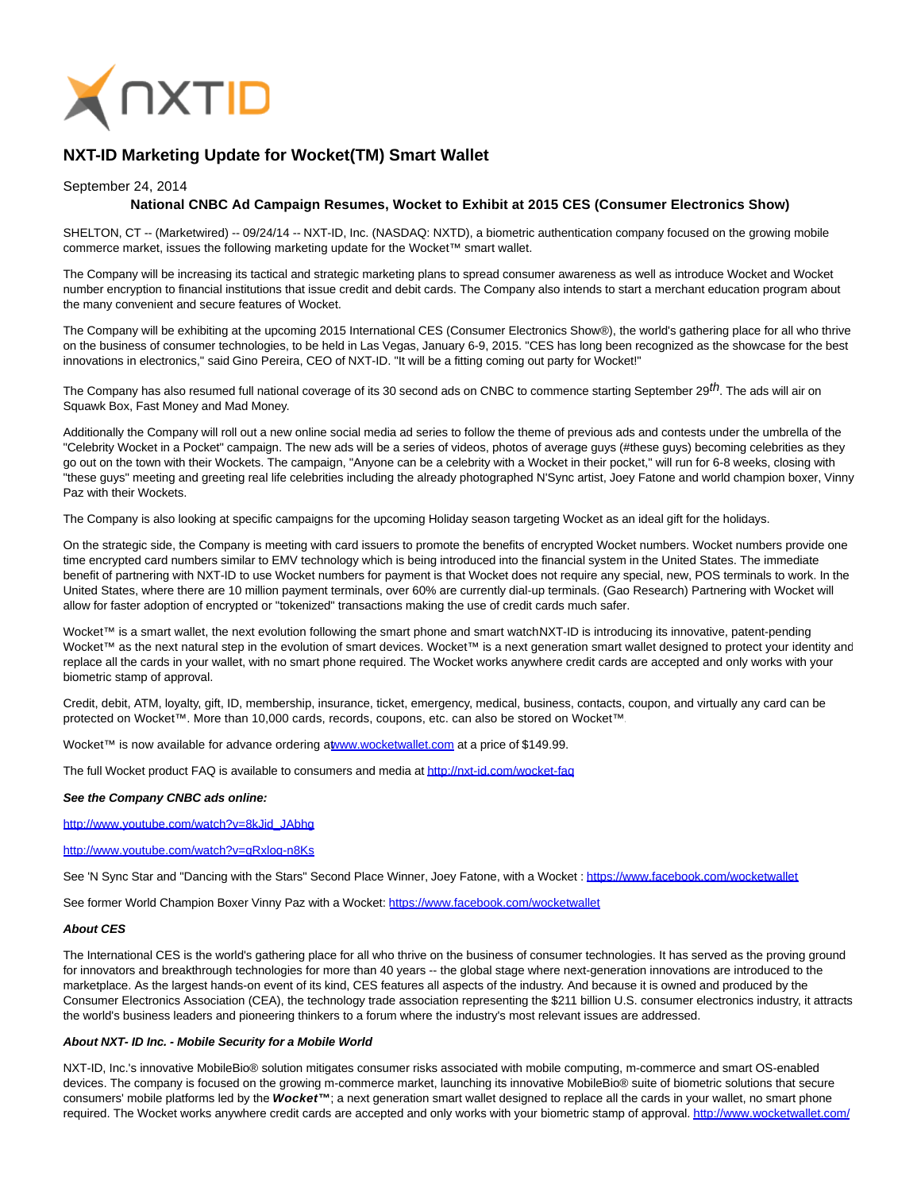# NXT-ID Marketing Update for Wocket(TM) Smart Wallet

September 24, 2014

**National CNBC Ad Campaign Resumes, Wocket to Exhibit at 2015 CES (Consumer Electronics Show)**

SHELTON, CT -- (Marketwired) -- 09/24/14 -- NXT-ID, Inc. (NASDAQ: NXTD), a biometric authentication company focused on the growing mobile commerce market, issues the following marketing update for the Wocket™ smart wallet.

The Company will be increasing its tactical and strategic marketing plans to spread consumer awareness as well as introduce Wocket and Wocket number encryption to financial institutions that issue credit and debit cards. The Company also intends to start a merchant education program about the many convenient and secure features of Wocket.

The Company will be exhibiting at the upcoming 2015 International CES (Consumer Electronics Show®), the world's gathering place for all who thrive on the business of consumer technologies, to be held in Las Vegas, January 6-9, 2015. "CES has long been recognized as the showcase for the best innovations in electronics," said Gino Pereira, CEO of NXT-ID. "It will be a fitting coming out party for Wocket!"

The Company has also resumed full national coverage of its 30 second ads on CNBC to commence starting September 29th. The ads will air on Squawk Box, Fast Money and Mad Money.

Additionally the Company will roll out a new online social media ad series to follow the theme of previous ads and contests under the umbrella of the "Celebrity Wocket in a Pocket" campaign. The new ads will be a series of videos, photos of average guys (#these guys) becoming celebrities as they go out on the town with their Wockets. The campaign, "Anyone can be a celebrity with a Wocket in their pocket," will run for 6-8 weeks, closing with "these guys" meeting and greeting real life celebrities including the already photographed N'Sync artist, Joey Fatone and world champion boxer, Vinny Paz with their Wockets.

The Company is also looking at specific campaigns for the upcoming Holiday season targeting Wocket as an ideal gift for the holidays.

On the strategic side, the Company is meeting with card issuers to promote the benefits of encrypted Wocket numbers. Wocket numbers provide one time encrypted card numbers similar to EMV technology which is being introduced into the financial system in the United States. The immediate benefit of partnering with NXT-ID to use Wocket numbers for payment is that Wocket does not require any special, new, POS terminals to work. In the United States, where there are 10 million payment terminals, over 60% are currently dial-up terminals. (Gao Research) Partnering with Wocket will allow for faster adoption of encrypted or "tokenized" transactions making the use of credit cards much safer.

Wocket™ is a smart wallet, the next evolution following the smart phone and smart watchNXT-ID is introducing its innovative, patent-pending Wocket™ as the next natural step in the evolution of smart devices. Wocket™ is a next generation smart wallet designed to protect your identity and replace all the cards in your wallet, with no smart phone required. The Wocket works anywhere credit cards are accepted and only works with your biometric stamp of approval.

Credit, debit, ATM, loyalty, gift, ID, membership, insurance, ticket, emergency, medical, business, contacts, coupon, and virtually any card can be protected on Wocket™. More than 10,000 cards, records, coupons, etc. can also be stored on Wocket™.

Wocket™ is now available for advance ordering atwww.wocketwallet.com at a price of $149.99.

The full Wocket product FAQ is available to consumers and media at http://nxt-id.com/wocket-faq

***See the Company CNBC ads online:***

http://www.youtube.com/watch?v=8kJid_JAbhg

http://www.youtube.com/watch?v=gRxlog-n8Ks

See 'N Sync Star and "Dancing with the Stars" Second Place Winner, Joey Fatone, with a Wocket : https://www.facebook.com/wocketwallet

See former World Champion Boxer Vinny Paz with a Wocket: https://www.facebook.com/wocketwallet

***About CES***

The International CES is the world's gathering place for all who thrive on the business of consumer technologies. It has served as the proving ground for innovators and breakthrough technologies for more than 40 years -- the global stage where next-generation innovations are introduced to the marketplace. As the largest hands-on event of its kind, CES features all aspects of the industry. And because it is owned and produced by the Consumer Electronics Association (CEA), the technology trade association representing the $211 billion U.S. consumer electronics industry, it attracts the world's business leaders and pioneering thinkers to a forum where the industry's most relevant issues are addressed.

***About NXT- ID Inc. - Mobile Security for a Mobile World***

NXT-ID, Inc.'s innovative MobileBio® solution mitigates consumer risks associated with mobile computing, m-commerce and smart OS-enabled devices. The company is focused on the growing m-commerce market, launching its innovative MobileBio® suite of biometric solutions that secure consumers' mobile platforms led by the ***Wocket™***; a next generation smart wallet designed to replace all the cards in your wallet, no smart phone required. The Wocket works anywhere credit cards are accepted and only works with your biometric stamp of approval. http://www.wocketwallet.com/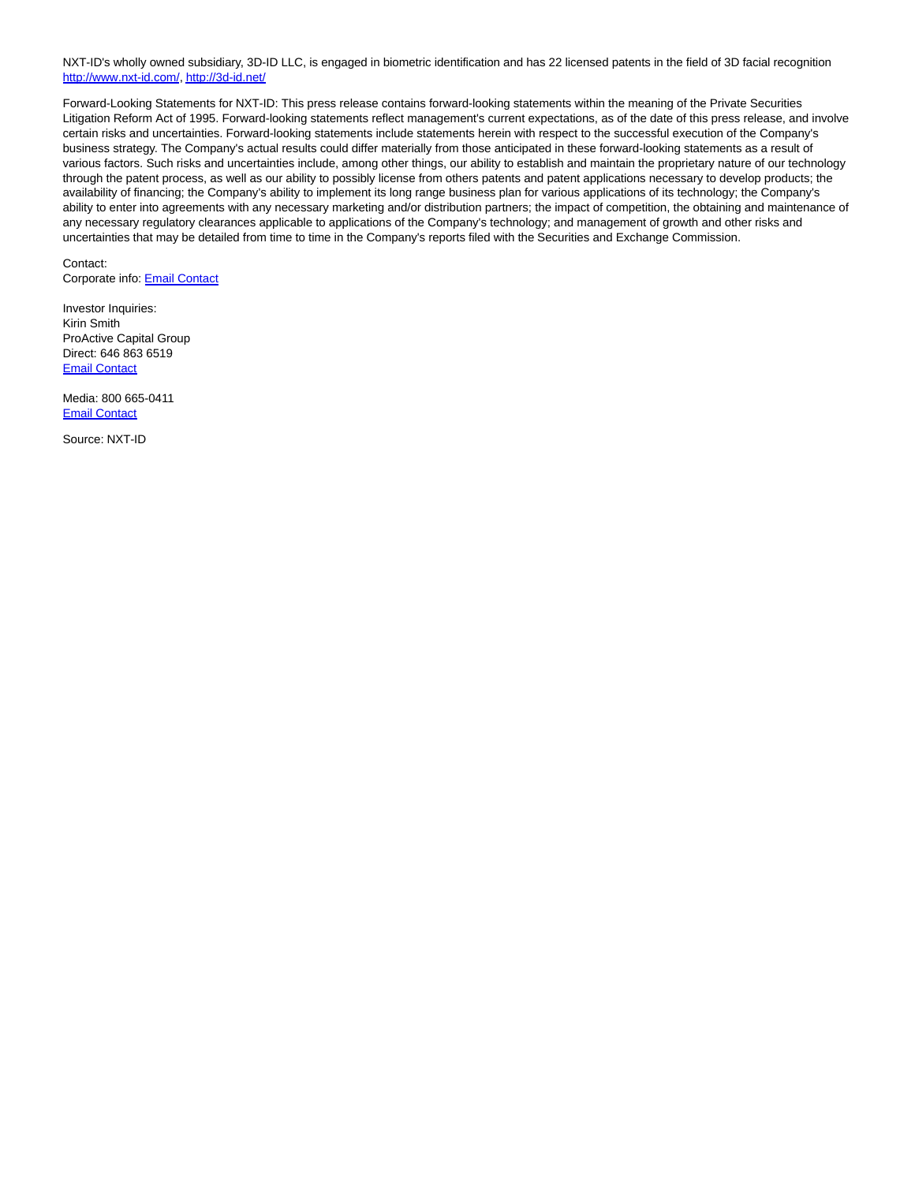NXT-ID's wholly owned subsidiary, 3D-ID LLC, is engaged in biometric identification and has 22 licensed patents in the field of 3D facial recognition http://www.nxt-id.com/, http://3d-id.net/

Forward-Looking Statements for NXT-ID: This press release contains forward-looking statements within the meaning of the Private Securities Litigation Reform Act of 1995. Forward-looking statements reflect management's current expectations, as of the date of this press release, and involve certain risks and uncertainties. Forward-looking statements include statements herein with respect to the successful execution of the Company's business strategy. The Company's actual results could differ materially from those anticipated in these forward-looking statements as a result of various factors. Such risks and uncertainties include, among other things, our ability to establish and maintain the proprietary nature of our technology through the patent process, as well as our ability to possibly license from others patents and patent applications necessary to develop products; the availability of financing; the Company's ability to implement its long range business plan for various applications of its technology; the Company's ability to enter into agreements with any necessary marketing and/or distribution partners; the impact of competition, the obtaining and maintenance of any necessary regulatory clearances applicable to applications of the Company's technology; and management of growth and other risks and uncertainties that may be detailed from time to time in the Company's reports filed with the Securities and Exchange Commission.

Contact:
Corporate info: Email Contact

Investor Inquiries:
Kirin Smith
ProActive Capital Group
Direct: 646 863 6519
Email Contact

Media: 800 665-0411
Email Contact

Source: NXT-ID